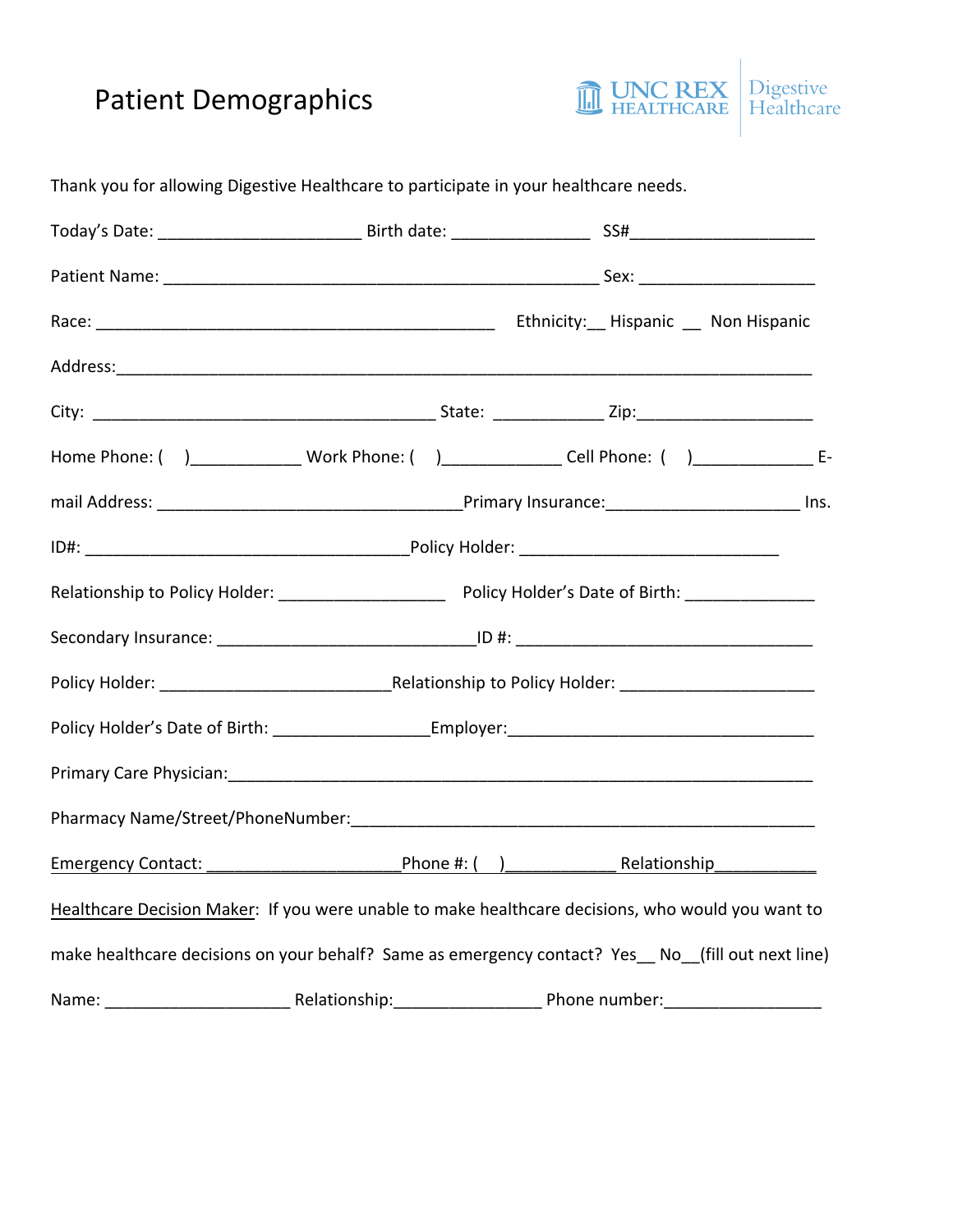# Patient Demographics

UNC REX HEALTHCARE | Digestive Healthcare

Thank you for allowing Digestive Healthcare to participate in your healthcare needs.

Today's Date: ______________________ Birth date: _______________ SS#____________________

Patient Name: ________________________________________________ Sex: ___________________

Race: ____________________________________________ Ethnicity:__ Hispanic __ Non Hispanic

Address:___________________________________________________________________________

City: ______________________________________ State: ____________ Zip:___________________

Home Phone: ( )____________ Work Phone: ( )_____________ Cell Phone: ( )_____________ E-mail Address: __________________________________Primary Insurance:_____________________ Ins. ID#: ____________________________________Policy Holder: ____________________________

Relationship to Policy Holder: __________________ Policy Holder's Date of Birth: ______________

Secondary Insurance: ____________________________ID #: _________________________________

Policy Holder: _________________________Relationship to Policy Holder: _____________________

Policy Holder's Date of Birth: _________________Employer:__________________________________

Primary Care Physician:______________________________________________________________

Pharmacy Name/Street/PhoneNumber:___________________________________________________

Emergency Contact: _____________________Phone #: ( )____________ Relationship___________

Healthcare Decision Maker: If you were unable to make healthcare decisions, who would you want to make healthcare decisions on your behalf? Same as emergency contact? Yes__ No__(fill out next line)

Name: ____________________ Relationship:________________ Phone number:_________________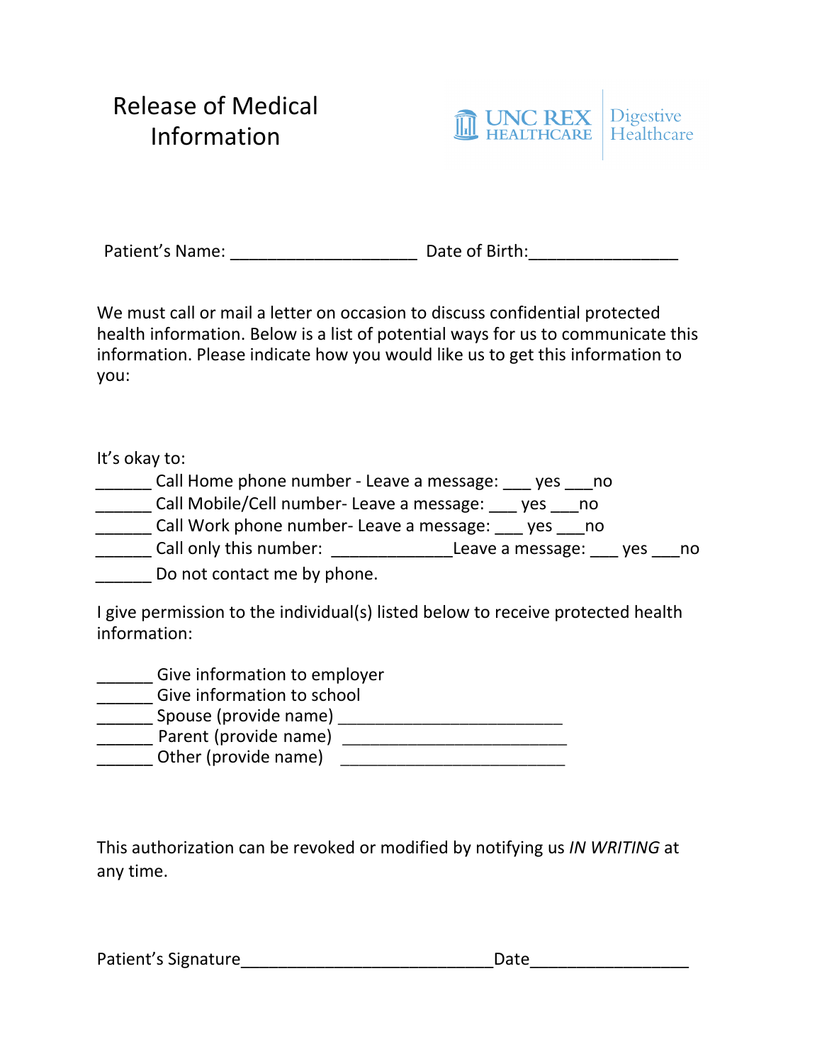# Release of Medical Information

UNC REX HEALTHCARE | Digestive Healthcare

Patient's Name: ____________________ Date of Birth:________________

We must call or mail a letter on occasion to discuss confidential protected health information. Below is a list of potential ways for us to communicate this information. Please indicate how you would like us to get this information to you:

It's okay to:

______ Call Home phone number - Leave a message: ___ yes ___no
______ Call Mobile/Cell number- Leave a message: ___ yes ___no
______ Call Work phone number- Leave a message: ___ yes ___no
______ Call only this number: _____________Leave a message: ___ yes ___no
______ Do not contact me by phone.

I give permission to the individual(s) listed below to receive protected health information:

______ Give information to employer
______ Give information to school
______ Spouse (provide name) ________________________
______ Parent (provide name) ________________________
______ Other (provide name) ________________________

This authorization can be revoked or modified by notifying us *IN WRITING* at any time.

Patient's Signature___________________________Date_________________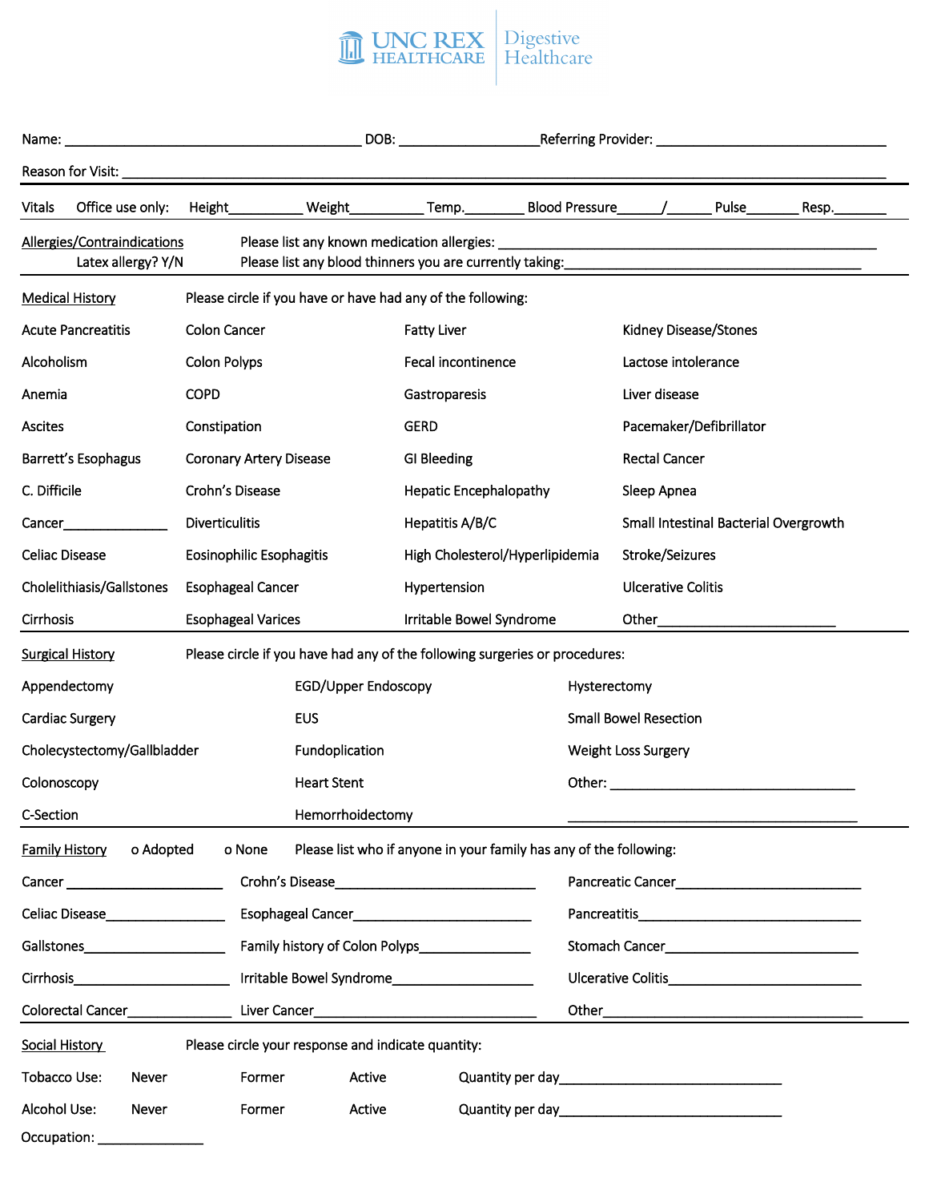**UNC REX HEALTHCARE | Digestive Healthcare**

Name: ________________________________ DOB: ________________ Referring Provider: ____________________________

Reason for Visit: ______________________________________________________________________________

Vitals Office use only: Height__________ Weight__________ Temp.________ Blood Pressure______/______ Pulse_______ Resp.________

**Allergies/Contraindications**

Please list any known medication allergies: ____________________________________________

Latex allergy? Y/N

Please list any blood thinners you are currently taking: ______________________________________

**Medical History** Please circle if you have or have had any of the following:

| | | | |
|---|---|---|---|
| Acute Pancreatitis | Colon Cancer | Fatty Liver | Kidney Disease/Stones |
| Alcoholism | Colon Polyps | Fecal incontinence | Lactose intolerance |
| Anemia | COPD | Gastroparesis | Liver disease |
| Ascites | Constipation | GERD | Pacemaker/Defibrillator |
| Barrett's Esophagus | Coronary Artery Disease | GI Bleeding | Rectal Cancer |
| C. Difficile | Crohn's Disease | Hepatic Encephalopathy | Sleep Apnea |
| Cancer______________ | Diverticulitis | Hepatitis A/B/C | Small Intestinal Bacterial Overgrowth |
| Celiac Disease | Eosinophilic Esophagitis | High Cholesterol/Hyperlipidemia | Stroke/Seizures |
| Cholelithiasis/Gallstones | Esophageal Cancer | Hypertension | Ulcerative Colitis |
| Cirrhosis | Esophageal Varices | Irritable Bowel Syndrome | Other______________________ |

**Surgical History** Please circle if you have had any of the following surgeries or procedures:

| | | |
|---|---|---|
| Appendectomy | EGD/Upper Endoscopy | Hysterectomy |
| Cardiac Surgery | EUS | Small Bowel Resection |
| Cholecystectomy/Gallbladder | Fundoplication | Weight Loss Surgery |
| Colonoscopy | Heart Stent | Other: ______________________________ |
| C-Section | Hemorrhoidectomy | ____________________________________ |

**Family History** o Adopted o None Please list who if anyone in your family has any of the following:

| | | |
|---|---|---|
| Cancer ____________________ | Crohn's Disease________________________ | Pancreatic Cancer______________________ |
| Celiac Disease______________ | Esophageal Cancer______________________ | Pancreatitis___________________________ |
| Gallstones_________________ | Family history of Colon Polyps_____________ | Stomach Cancer________________________ |
| Cirrhosis__________________ | Irritable Bowel Syndrome_________________ | Ulcerative Colitis_______________________ |
| Colorectal Cancer___________ | Liver Cancer___________________________ | Other_______________________________ |

**Social History** Please circle your response and indicate quantity:

| | | | | |
|---|---|---|---|---|
| Tobacco Use: | Never | Former | Active | Quantity per day___________________________ |
| Alcohol Use: | Never | Former | Active | Quantity per day___________________________ |

Occupation: ______________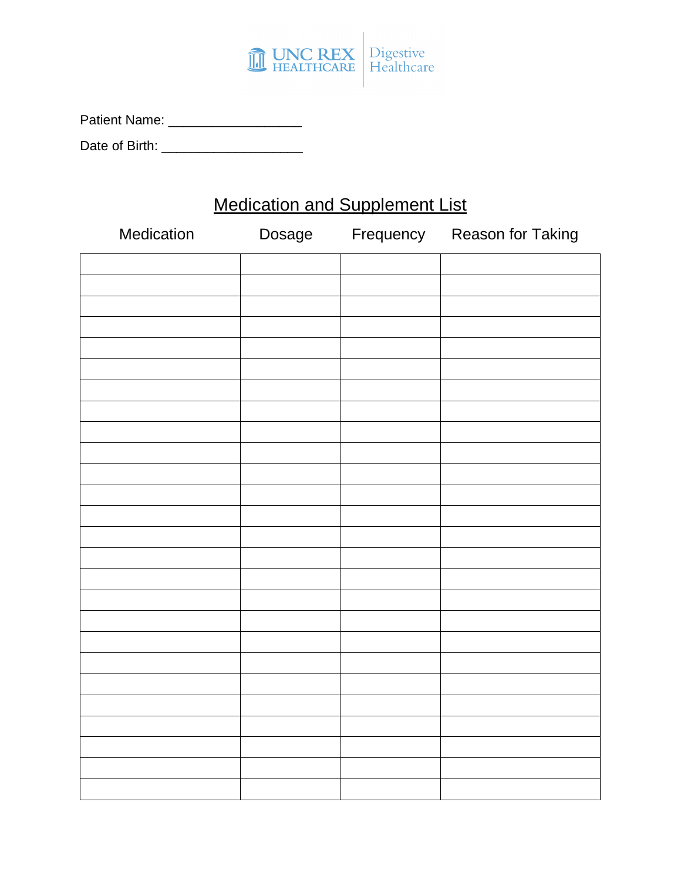UNC REX HEALTHCARE | Digestive Healthcare

Patient Name: ___________________

Date of Birth: ____________________

## Medication and Supplement List

| Medication | Dosage | Frequency | Reason for Taking |
|---|---|---|---|
| | | | |
| | | | |
| | | | |
| | | | |
| | | | |
| | | | |
| | | | |
| | | | |
| | | | |
| | | | |
| | | | |
| | | | |
| | | | |
| | | | |
| | | | |
| | | | |
| | | | |
| | | | |
| | | | |
| | | | |
| | | | |
| | | | |
| | | | |
| | | | |
| | | | |
| | | | |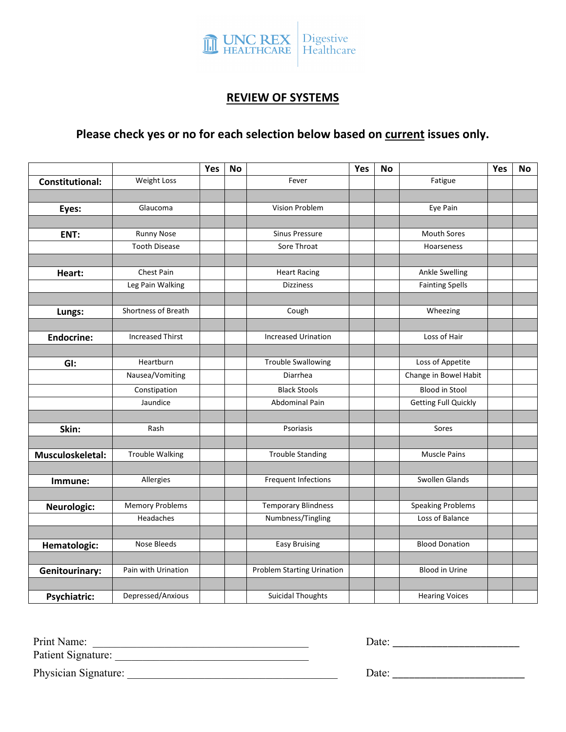UNC REX HEALTHCARE | Digestive Healthcare

# REVIEW OF SYSTEMS

**Please check yes or no for each selection below based on current issues only.**

| | | Yes | No | | Yes | No | | Yes | No |
|---|---|---|---|---|---|---|---|---|---|
| **Constitutional:** | Weight Loss | | | Fever | | | Fatigue | | |
| **Eyes:** | Glaucoma | | | Vision Problem | | | Eye Pain | | |
| **ENT:** | Runny Nose | | | Sinus Pressure | | | Mouth Sores | | |
| | Tooth Disease | | | Sore Throat | | | Hoarseness | | |
| **Heart:** | Chest Pain | | | Heart Racing | | | Ankle Swelling | | |
| | Leg Pain Walking | | | Dizziness | | | Fainting Spells | | |
| **Lungs:** | Shortness of Breath | | | Cough | | | Wheezing | | |
| **Endocrine:** | Increased Thirst | | | Increased Urination | | | Loss of Hair | | |
| **GI:** | Heartburn | | | Trouble Swallowing | | | Loss of Appetite | | |
| | Nausea/Vomiting | | | Diarrhea | | | Change in Bowel Habit | | |
| | Constipation | | | Black Stools | | | Blood in Stool | | |
| | Jaundice | | | Abdominal Pain | | | Getting Full Quickly | | |
| **Skin:** | Rash | | | Psoriasis | | | Sores | | |
| **Musculoskeletal:** | Trouble Walking | | | Trouble Standing | | | Muscle Pains | | |
| **Immune:** | Allergies | | | Frequent Infections | | | Swollen Glands | | |
| **Neurologic:** | Memory Problems | | | Temporary Blindness | | | Speaking Problems | | |
| | Headaches | | | Numbness/Tingling | | | Loss of Balance | | |
| **Hematologic:** | Nose Bleeds | | | Easy Bruising | | | Blood Donation | | |
| **Genitourinary:** | Pain with Urination | | | Problem Starting Urination | | | Blood in Urine | | |
| **Psychiatric:** | Depressed/Anxious | | | Suicidal Thoughts | | | Hearing Voices | | |

Print Name: ______________________________________ Date: ______________________

Patient Signature: __________________________________

Physician Signature: ____________________________________ Date: ______________________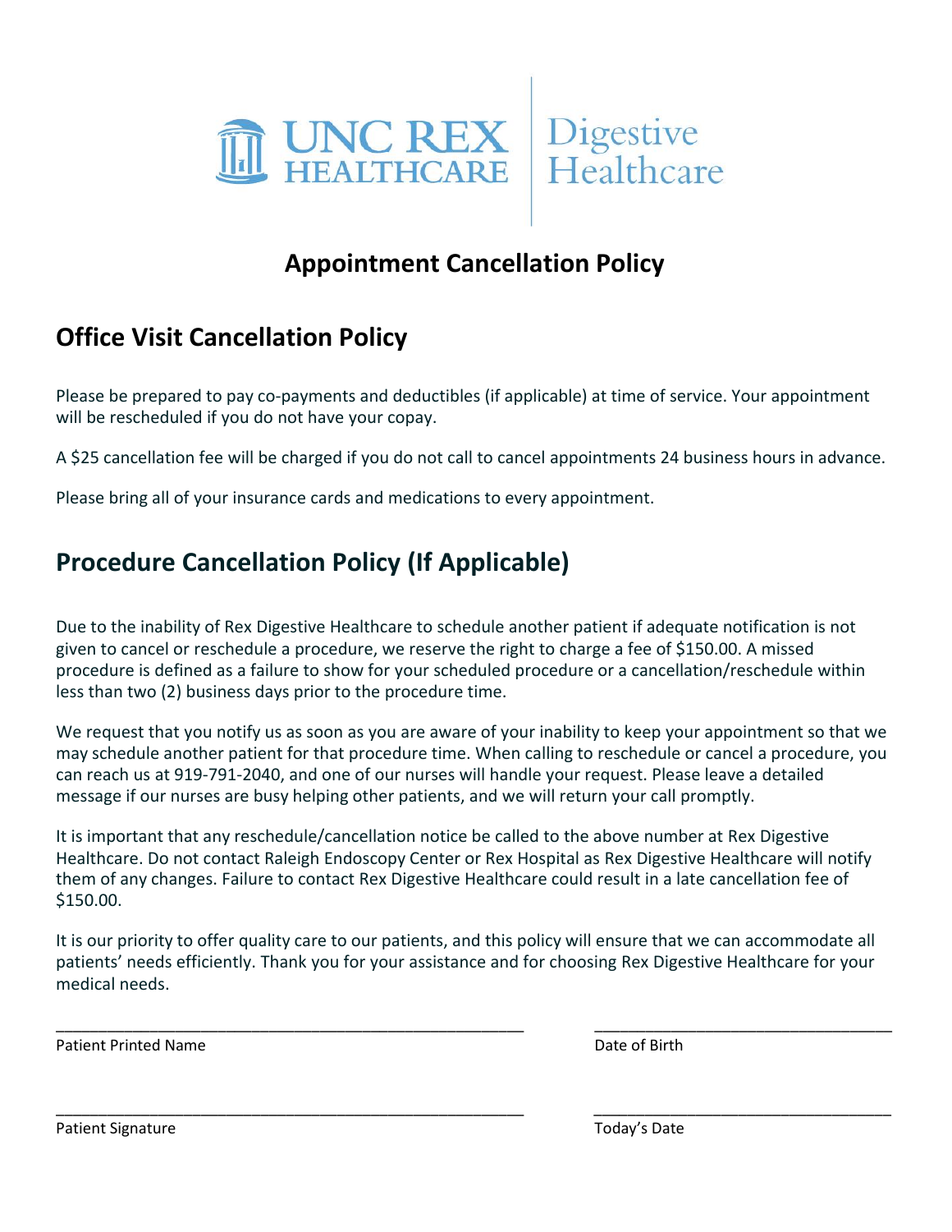UNC REX HEALTHCARE | Digestive Healthcare

# Appointment Cancellation Policy

## Office Visit Cancellation Policy

Please be prepared to pay co-payments and deductibles (if applicable) at time of service. Your appointment will be rescheduled if you do not have your copay.

A $25 cancellation fee will be charged if you do not call to cancel appointments 24 business hours in advance.

Please bring all of your insurance cards and medications to every appointment.

## Procedure Cancellation Policy (If Applicable)

Due to the inability of Rex Digestive Healthcare to schedule another patient if adequate notification is not given to cancel or reschedule a procedure, we reserve the right to charge a fee of $150.00. A missed procedure is defined as a failure to show for your scheduled procedure or a cancellation/reschedule within less than two (2) business days prior to the procedure time.

We request that you notify us as soon as you are aware of your inability to keep your appointment so that we may schedule another patient for that procedure time. When calling to reschedule or cancel a procedure, you can reach us at 919-791-2040, and one of our nurses will handle your request. Please leave a detailed message if our nurses are busy helping other patients, and we will return your call promptly.

It is important that any reschedule/cancellation notice be called to the above number at Rex Digestive Healthcare. Do not contact Raleigh Endoscopy Center or Rex Hospital as Rex Digestive Healthcare will notify them of any changes. Failure to contact Rex Digestive Healthcare could result in a late cancellation fee of $150.00.

It is our priority to offer quality care to our patients, and this policy will ensure that we can accommodate all patients' needs efficiently. Thank you for your assistance and for choosing Rex Digestive Healthcare for your medical needs.

_______________________________________________ _______________________________

Patient Printed Name Date of Birth

_______________________________________________ _______________________________

Patient Signature Today's Date